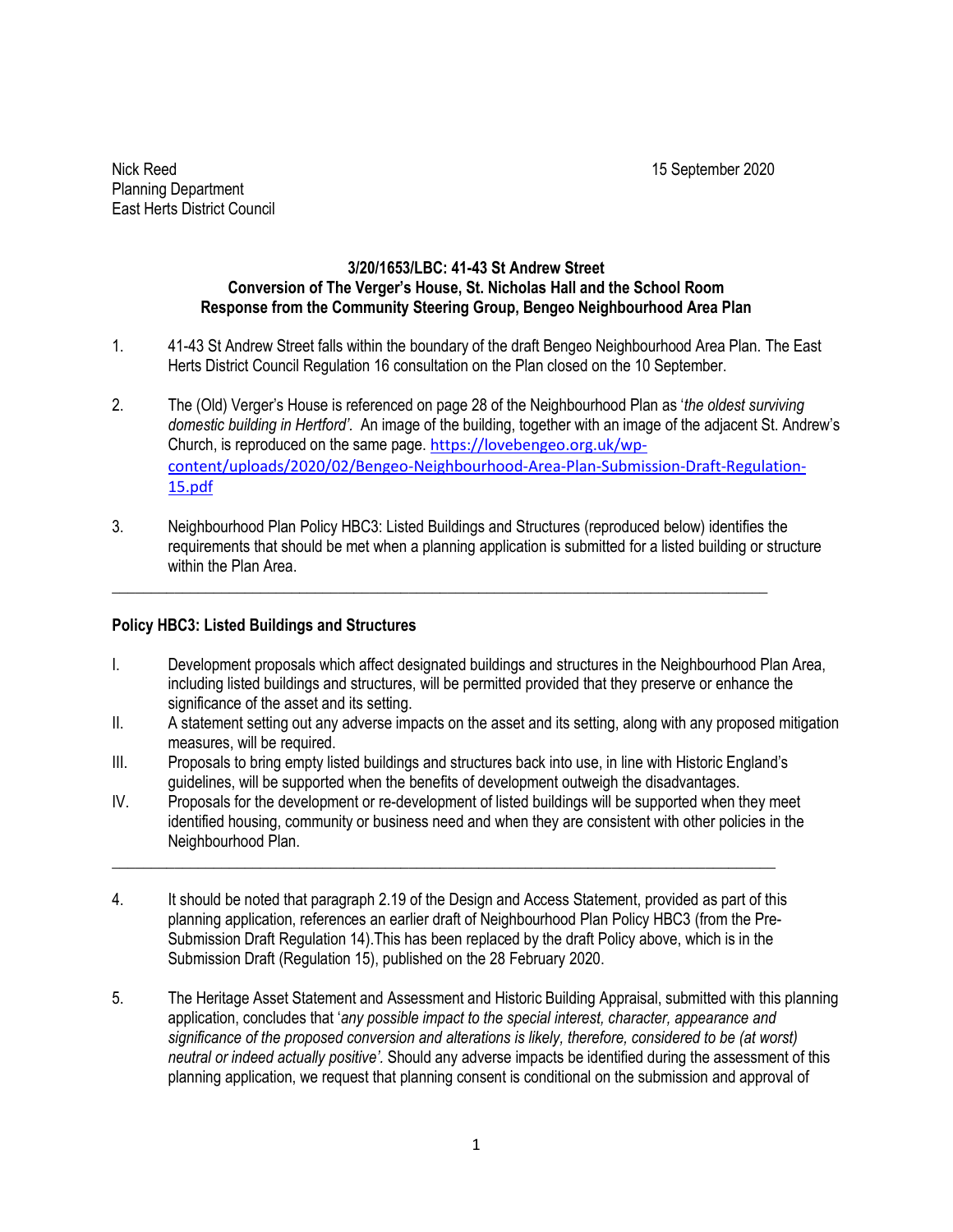Nick Reed
Planning Department
East Herts District Council

15 September 2020

**3/20/1653/LBC: 41-43 St Andrew Street**
**Conversion of The Verger's House, St. Nicholas Hall and the School Room**
**Response from the Community Steering Group, Bengeo Neighbourhood Area Plan**

1. 41-43 St Andrew Street falls within the boundary of the draft Bengeo Neighbourhood Area Plan. The East Herts District Council Regulation 16 consultation on the Plan closed on the 10 September.

2. The (Old) Verger's House is referenced on page 28 of the Neighbourhood Plan as '*the oldest surviving domestic building in Hertford'*. An image of the building, together with an image of the adjacent St. Andrew's Church, is reproduced on the same page. https://lovebengeo.org.uk/wp-content/uploads/2020/02/Bengeo-Neighbourhood-Area-Plan-Submission-Draft-Regulation-15.pdf

3. Neighbourhood Plan Policy HBC3: Listed Buildings and Structures (reproduced below) identifies the requirements that should be met when a planning application is submitted for a listed building or structure within the Plan Area.

---

**Policy HBC3: Listed Buildings and Structures**

I. Development proposals which affect designated buildings and structures in the Neighbourhood Plan Area, including listed buildings and structures, will be permitted provided that they preserve or enhance the significance of the asset and its setting.
II. A statement setting out any adverse impacts on the asset and its setting, along with any proposed mitigation measures, will be required.
III. Proposals to bring empty listed buildings and structures back into use, in line with Historic England's guidelines, will be supported when the benefits of development outweigh the disadvantages.
IV. Proposals for the development or re-development of listed buildings will be supported when they meet identified housing, community or business need and when they are consistent with other policies in the Neighbourhood Plan.

---

4. It should be noted that paragraph 2.19 of the Design and Access Statement, provided as part of this planning application, references an earlier draft of Neighbourhood Plan Policy HBC3 (from the Pre-Submission Draft Regulation 14).This has been replaced by the draft Policy above, which is in the Submission Draft (Regulation 15), published on the 28 February 2020.

5. The Heritage Asset Statement and Assessment and Historic Building Appraisal, submitted with this planning application, concludes that '*any possible impact to the special interest, character, appearance and significance of the proposed conversion and alterations is likely, therefore, considered to be (at worst) neutral or indeed actually positive'*. Should any adverse impacts be identified during the assessment of this planning application, we request that planning consent is conditional on the submission and approval of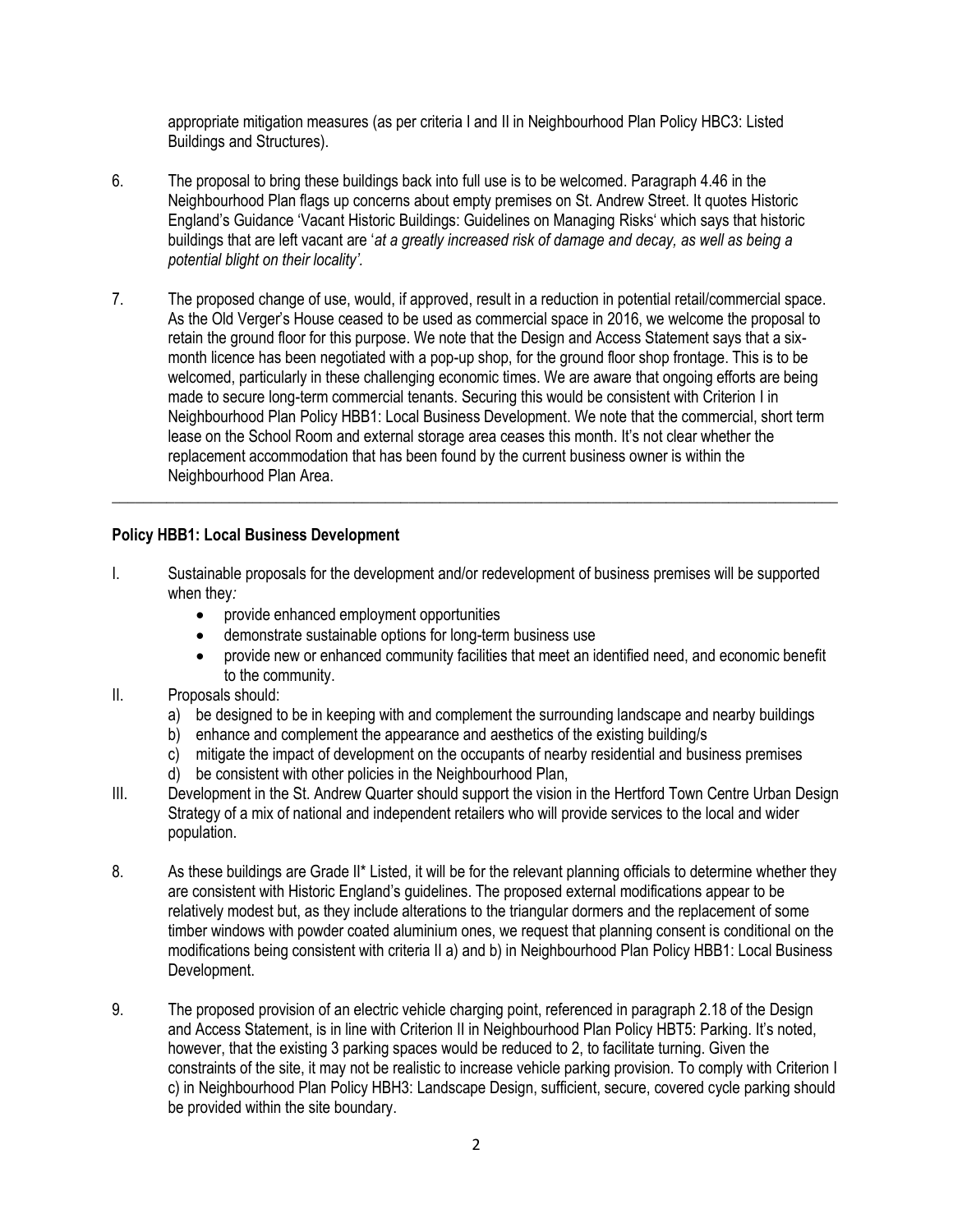appropriate mitigation measures (as per criteria I and II in Neighbourhood Plan Policy HBC3: Listed Buildings and Structures).

6. The proposal to bring these buildings back into full use is to be welcomed. Paragraph 4.46 in the Neighbourhood Plan flags up concerns about empty premises on St. Andrew Street. It quotes Historic England's Guidance 'Vacant Historic Buildings: Guidelines on Managing Risks' which says that historic buildings that are left vacant are '*at a greatly increased risk of damage and decay, as well as being a potential blight on their locality'*.

7. The proposed change of use, would, if approved, result in a reduction in potential retail/commercial space. As the Old Verger's House ceased to be used as commercial space in 2016, we welcome the proposal to retain the ground floor for this purpose. We note that the Design and Access Statement says that a six-month licence has been negotiated with a pop-up shop, for the ground floor shop frontage. This is to be welcomed, particularly in these challenging economic times. We are aware that ongoing efforts are being made to secure long-term commercial tenants. Securing this would be consistent with Criterion I in Neighbourhood Plan Policy HBB1: Local Business Development. We note that the commercial, short term lease on the School Room and external storage area ceases this month. It's not clear whether the replacement accommodation that has been found by the current business owner is within the Neighbourhood Plan Area.

---

**Policy HBB1: Local Business Development**

I. Sustainable proposals for the development and/or redevelopment of business premises will be supported when they*:*
   - provide enhanced employment opportunities
   - demonstrate sustainable options for long-term business use
   - provide new or enhanced community facilities that meet an identified need, and economic benefit to the community.

II. Proposals should:
   a) be designed to be in keeping with and complement the surrounding landscape and nearby buildings
   b) enhance and complement the appearance and aesthetics of the existing building/s
   c) mitigate the impact of development on the occupants of nearby residential and business premises
   d) be consistent with other policies in the Neighbourhood Plan,

III. Development in the St. Andrew Quarter should support the vision in the Hertford Town Centre Urban Design Strategy of a mix of national and independent retailers who will provide services to the local and wider population.

8. As these buildings are Grade II* Listed, it will be for the relevant planning officials to determine whether they are consistent with Historic England's guidelines. The proposed external modifications appear to be relatively modest but, as they include alterations to the triangular dormers and the replacement of some timber windows with powder coated aluminium ones, we request that planning consent is conditional on the modifications being consistent with criteria II a) and b) in Neighbourhood Plan Policy HBB1: Local Business Development.

9. The proposed provision of an electric vehicle charging point, referenced in paragraph 2.18 of the Design and Access Statement, is in line with Criterion II in Neighbourhood Plan Policy HBT5: Parking. It's noted, however, that the existing 3 parking spaces would be reduced to 2, to facilitate turning. Given the constraints of the site, it may not be realistic to increase vehicle parking provision. To comply with Criterion I c) in Neighbourhood Plan Policy HBH3: Landscape Design, sufficient, secure, covered cycle parking should be provided within the site boundary.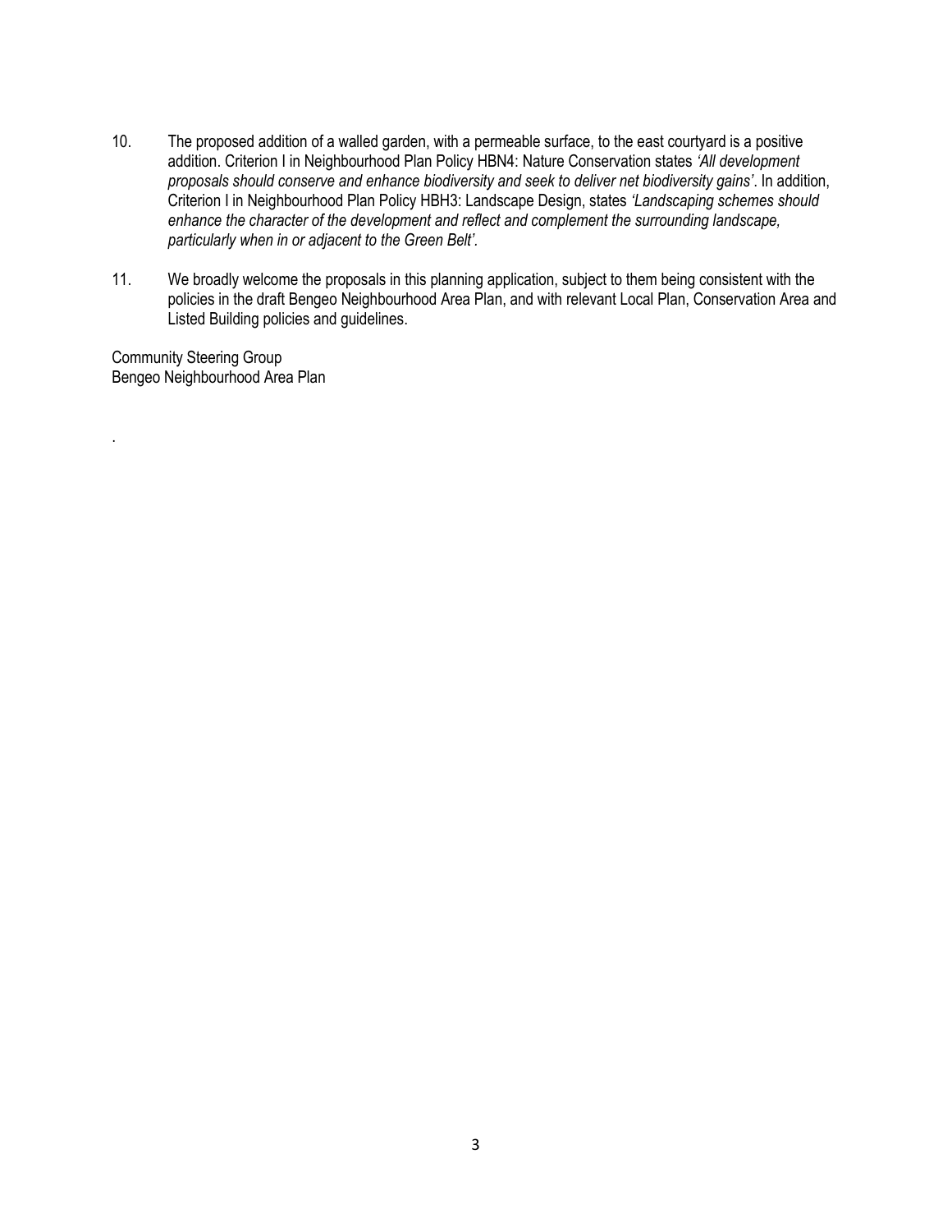10. The proposed addition of a walled garden, with a permeable surface, to the east courtyard is a positive addition. Criterion I in Neighbourhood Plan Policy HBN4: Nature Conservation states *'All development proposals should conserve and enhance biodiversity and seek to deliver net biodiversity gains'*. In addition, Criterion I in Neighbourhood Plan Policy HBH3: Landscape Design, states *'Landscaping schemes should enhance the character of the development and reflect and complement the surrounding landscape, particularly when in or adjacent to the Green Belt'.*

11. We broadly welcome the proposals in this planning application, subject to them being consistent with the policies in the draft Bengeo Neighbourhood Area Plan, and with relevant Local Plan, Conservation Area and Listed Building policies and guidelines.

Community Steering Group
Bengeo Neighbourhood Area Plan

.